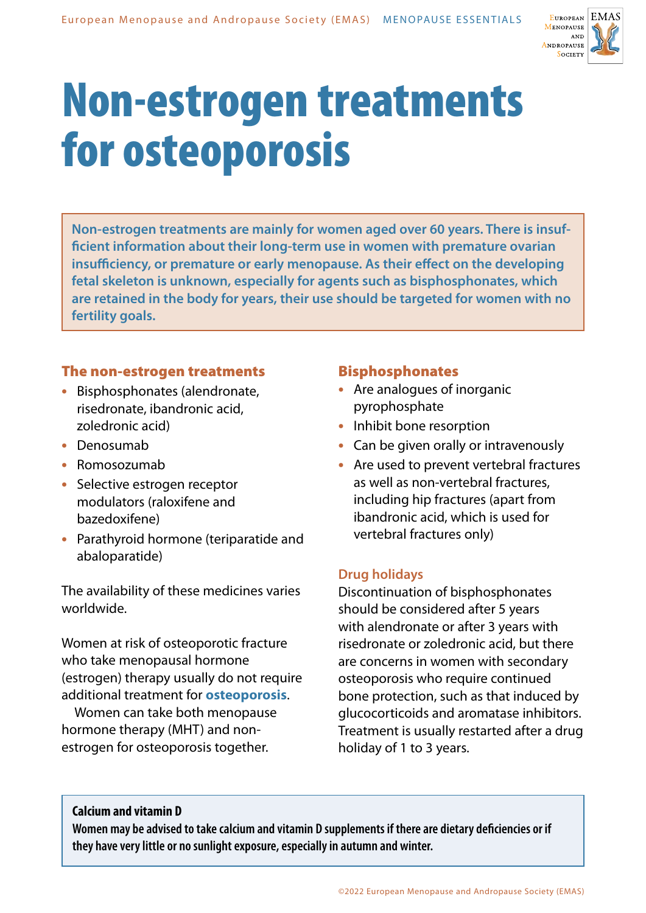# Non-estrogen treatments for osteoporosis

**Non-estrogen treatments are mainly for women aged over 60 years. There is insufficient information about their long-term use in women with premature ovarian insufficiency, or premature or early menopause. As their effect on the developing fetal skeleton is unknown, especially for agents such as bisphosphonates, which are retained in the body for years, their use should be targeted for women with no fertility goals.**

## The non-estrogen treatments

- Bisphosphonates (alendronate, risedronate, ibandronic acid, zoledronic acid)
- Denosumab
- Romosozumab
- Selective estrogen receptor modulators (raloxifene and bazedoxifene)
- Parathyroid hormone (teriparatide and abaloparatide)

The availability of these medicines varies worldwide.

Women at risk of osteoporotic fracture who take menopausal hormone (estrogen) therapy usually do not require additional treatment for **osteoporosis**.

Women can take both menopause hormone therapy (MHT) and non-estrogen for osteoporosis together.

## Bisphosphonates

- Are analogues of inorganic pyrophosphate
- Inhibit bone resorption
- Can be given orally or intravenously
- Are used to prevent vertebral fractures as well as non-vertebral fractures, including hip fractures (apart from ibandronic acid, which is used for vertebral fractures only)

### Drug holidays

Discontinuation of bisphosphonates should be considered after 5 years with alendronate or after 3 years with risedronate or zoledronic acid, but there are concerns in women with secondary osteoporosis who require continued bone protection, such as that induced by glucocorticoids and aromatase inhibitors. Treatment is usually restarted after a drug holiday of 1 to 3 years.

**Calcium and vitamin D**

**Women may be advised to take calcium and vitamin D supplements if there are dietary deficiencies or if they have very little or no sunlight exposure, especially in autumn and winter.**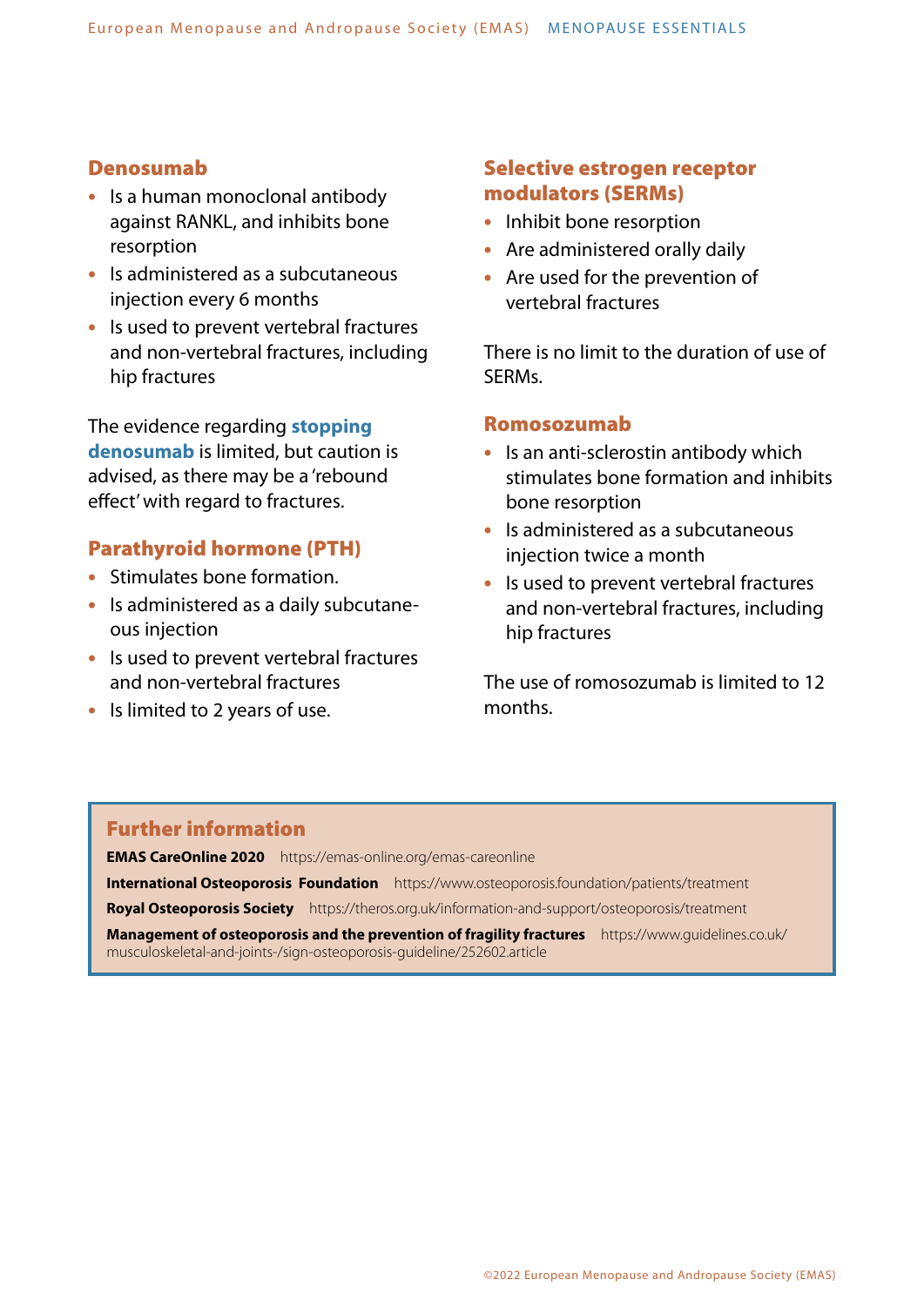## Denosumab

- Is a human monoclonal antibody against RANKL, and inhibits bone resorption
- Is administered as a subcutaneous injection every 6 months
- Is used to prevent vertebral fractures and non-vertebral fractures, including hip fractures

The evidence regarding **stopping denosumab** is limited, but caution is advised, as there may be a 'rebound effect' with regard to fractures.

## Parathyroid hormone (PTH)

- Stimulates bone formation.
- Is administered as a daily subcutaneous injection
- Is used to prevent vertebral fractures and non-vertebral fractures
- Is limited to 2 years of use.

## Selective estrogen receptor modulators (SERMs)

- Inhibit bone resorption
- Are administered orally daily
- Are used for the prevention of vertebral fractures

There is no limit to the duration of use of SERMs.

## Romosozumab

- Is an anti-sclerostin antibody which stimulates bone formation and inhibits bone resorption
- Is administered as a subcutaneous injection twice a month
- Is used to prevent vertebral fractures and non-vertebral fractures, including hip fractures

The use of romosozumab is limited to 12 months.

## Further information

**EMAS CareOnline 2020** https://emas-online.org/emas-careonline

**International Osteoporosis Foundation** https://www.osteoporosis.foundation/patients/treatment

**Royal Osteoporosis Society** https://theros.org.uk/information-and-support/osteoporosis/treatment

**Management of osteoporosis and the prevention of fragility fractures** https://www.guidelines.co.uk/musculoskeletal-and-joints-/sign-osteoporosis-guideline/252602.article

©2022 European Menopause and Andropause Society (EMAS)